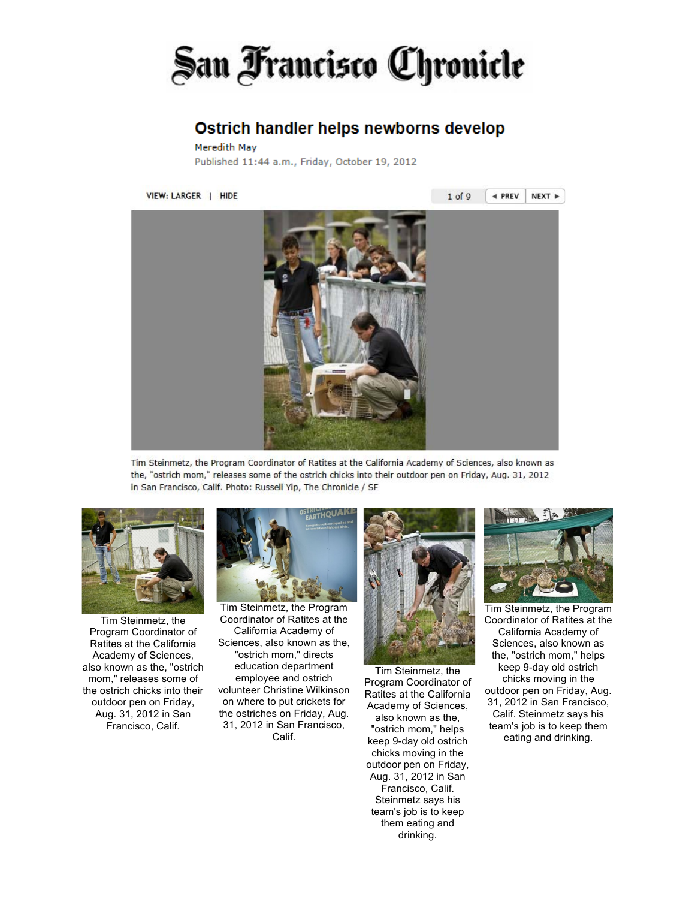# San Francisco Chronicle

## Ostrich handler helps newborns develop

Meredith May

Published 11:44 a.m., Friday, October 19, 2012

VIEW: LARGER | HIDE

1 of 9 ◄ PREV NEXT ►

Tim Steinmetz, the Program Coordinator of Ratites at the California Academy of Sciences, also known as the, "ostrich mom," releases some of the ostrich chicks into their outdoor pen on Friday, Aug. 31, 2012 in San Francisco, Calif. Photo: Russell Yip, The Chronicle / SF

Tim Steinmetz, the Program Coordinator of Ratites at the California Academy of Sciences, also known as the, "ostrich mom," releases some of the ostrich chicks into their outdoor pen on Friday, Aug. 31, 2012 in San Francisco, Calif.

Tim Steinmetz, the Program Coordinator of Ratites at the California Academy of Sciences, also known as the, "ostrich mom," directs education department employee and ostrich volunteer Christine Wilkinson on where to put crickets for the ostriches on Friday, Aug. 31, 2012 in San Francisco, Calif.

Tim Steinmetz, the Program Coordinator of Ratites at the California Academy of Sciences, also known as the, "ostrich mom," helps keep 9-day old ostrich chicks moving in the outdoor pen on Friday, Aug. 31, 2012 in San Francisco, Calif. Steinmetz says his team's job is to keep them eating and drinking.

Tim Steinmetz, the Program Coordinator of Ratites at the California Academy of Sciences, also known as the, "ostrich mom," helps keep 9-day old ostrich chicks moving in the outdoor pen on Friday, Aug. 31, 2012 in San Francisco, Calif. Steinmetz says his team's job is to keep them eating and drinking.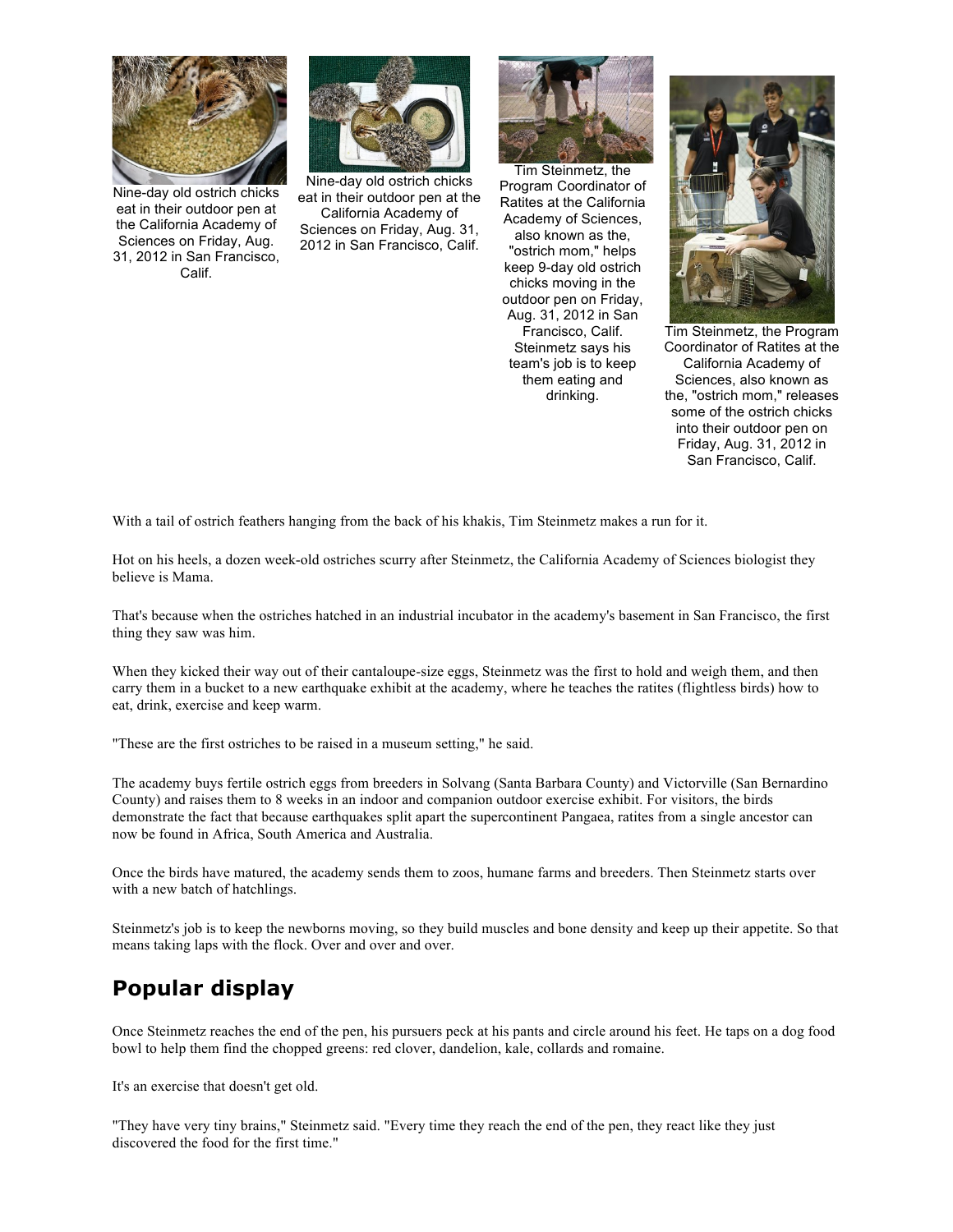Nine-day old ostrich chicks eat in their outdoor pen at the California Academy of Sciences on Friday, Aug. 31, 2012 in San Francisco, Calif.

Nine-day old ostrich chicks eat in their outdoor pen at the California Academy of Sciences on Friday, Aug. 31, 2012 in San Francisco, Calif.

Tim Steinmetz, the Program Coordinator of Ratites at the California Academy of Sciences, also known as the, "ostrich mom," helps keep 9-day old ostrich chicks moving in the outdoor pen on Friday, Aug. 31, 2012 in San Francisco, Calif. Steinmetz says his team's job is to keep them eating and drinking.

Tim Steinmetz, the Program Coordinator of Ratites at the California Academy of Sciences, also known as the, "ostrich mom," releases some of the ostrich chicks into their outdoor pen on Friday, Aug. 31, 2012 in San Francisco, Calif.

With a tail of ostrich feathers hanging from the back of his khakis, Tim Steinmetz makes a run for it.

Hot on his heels, a dozen week-old ostriches scurry after Steinmetz, the California Academy of Sciences biologist they believe is Mama.

That's because when the ostriches hatched in an industrial incubator in the academy's basement in San Francisco, the first thing they saw was him.

When they kicked their way out of their cantaloupe-size eggs, Steinmetz was the first to hold and weigh them, and then carry them in a bucket to a new earthquake exhibit at the academy, where he teaches the ratites (flightless birds) how to eat, drink, exercise and keep warm.

"These are the first ostriches to be raised in a museum setting," he said.

The academy buys fertile ostrich eggs from breeders in Solvang (Santa Barbara County) and Victorville (San Bernardino County) and raises them to 8 weeks in an indoor and companion outdoor exercise exhibit. For visitors, the birds demonstrate the fact that because earthquakes split apart the supercontinent Pangaea, ratites from a single ancestor can now be found in Africa, South America and Australia.

Once the birds have matured, the academy sends them to zoos, humane farms and breeders. Then Steinmetz starts over with a new batch of hatchlings.

Steinmetz's job is to keep the newborns moving, so they build muscles and bone density and keep up their appetite. So that means taking laps with the flock. Over and over and over.

## Popular display

Once Steinmetz reaches the end of the pen, his pursuers peck at his pants and circle around his feet. He taps on a dog food bowl to help them find the chopped greens: red clover, dandelion, kale, collards and romaine.

It's an exercise that doesn't get old.

"They have very tiny brains," Steinmetz said. "Every time they reach the end of the pen, they react like they just discovered the food for the first time."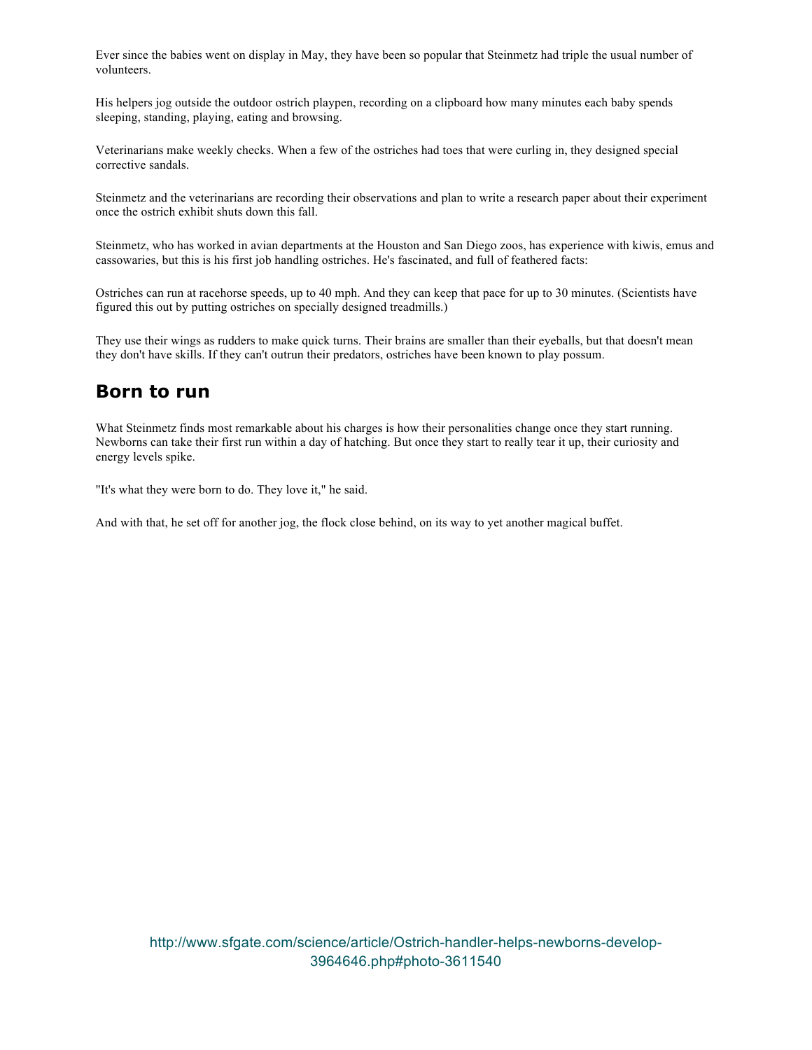Ever since the babies went on display in May, they have been so popular that Steinmetz had triple the usual number of volunteers.

His helpers jog outside the outdoor ostrich playpen, recording on a clipboard how many minutes each baby spends sleeping, standing, playing, eating and browsing.

Veterinarians make weekly checks. When a few of the ostriches had toes that were curling in, they designed special corrective sandals.

Steinmetz and the veterinarians are recording their observations and plan to write a research paper about their experiment once the ostrich exhibit shuts down this fall.

Steinmetz, who has worked in avian departments at the Houston and San Diego zoos, has experience with kiwis, emus and cassowaries, but this is his first job handling ostriches. He's fascinated, and full of feathered facts:

Ostriches can run at racehorse speeds, up to 40 mph. And they can keep that pace for up to 30 minutes. (Scientists have figured this out by putting ostriches on specially designed treadmills.)

They use their wings as rudders to make quick turns. Their brains are smaller than their eyeballs, but that doesn't mean they don't have skills. If they can't outrun their predators, ostriches have been known to play possum.

## Born to run

What Steinmetz finds most remarkable about his charges is how their personalities change once they start running. Newborns can take their first run within a day of hatching. But once they start to really tear it up, their curiosity and energy levels spike.

"It's what they were born to do. They love it," he said.

And with that, he set off for another jog, the flock close behind, on its way to yet another magical buffet.

http://www.sfgate.com/science/article/Ostrich-handler-helps-newborns-develop-3964646.php#photo-3611540